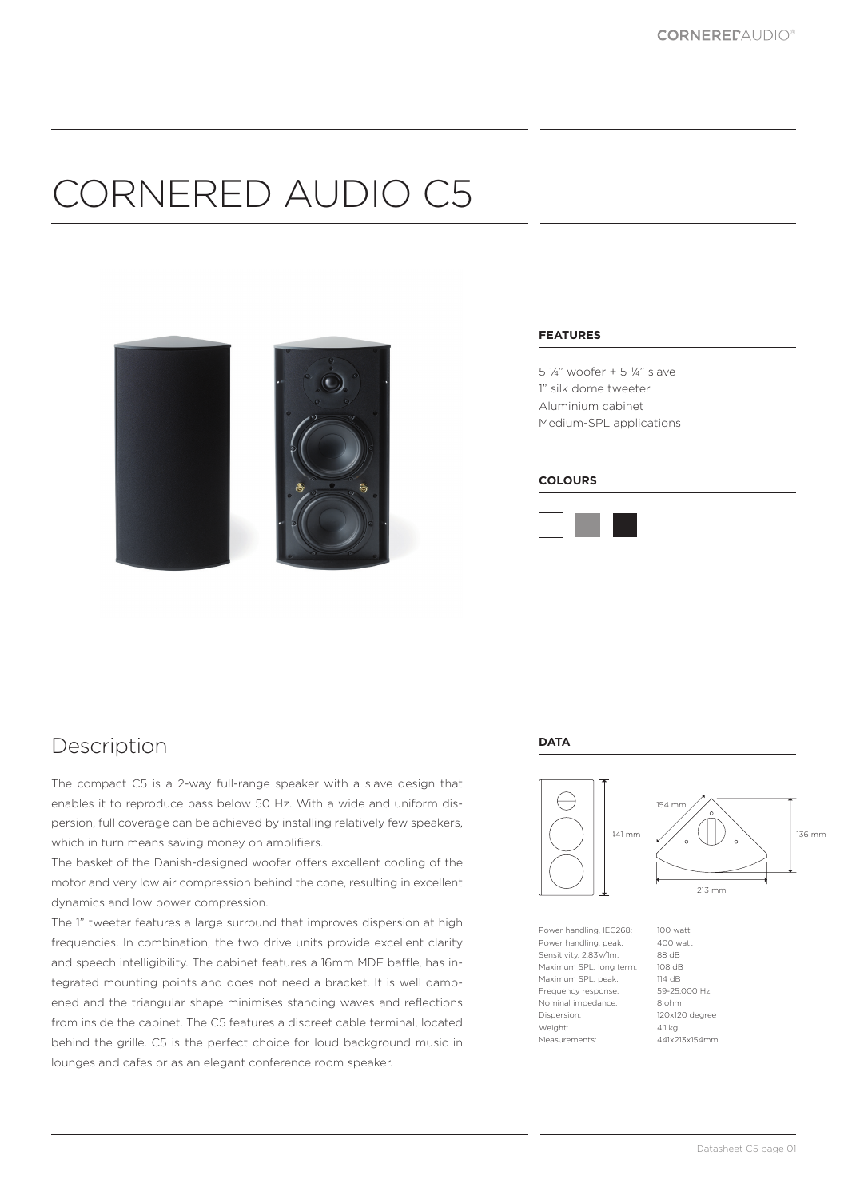# CORNERED AUDIO C5

### FEATURES

5 ¼" woofer + 5 ¼" slave
1" silk dome tweeter
Aluminium cabinet
Medium-SPL applications

### COLOURS

## Description

The compact C5 is a 2-way full-range speaker with a slave design that enables it to reproduce bass below 50 Hz. With a wide and uniform dispersion, full coverage can be achieved by installing relatively few speakers, which in turn means saving money on amplifiers.

The basket of the Danish-designed woofer offers excellent cooling of the motor and very low air compression behind the cone, resulting in excellent dynamics and low power compression.

The 1" tweeter features a large surround that improves dispersion at high frequencies. In combination, the two drive units provide excellent clarity and speech intelligibility. The cabinet features a 16mm MDF baffle, has integrated mounting points and does not need a bracket. It is well dampened and the triangular shape minimises standing waves and reflections from inside the cabinet. The C5 features a discreet cable terminal, located behind the grille. C5 is the perfect choice for loud background music in lounges and cafes or as an elegant conference room speaker.

### DATA

141 mm | 154 mm | 136 mm | 213 mm

| | |
|---|---|
| Power handling, IEC268: | 100 watt |
| Power handling, peak: | 400 watt |
| Sensitivity, 2,83V/1m: | 88 dB |
| Maximum SPL, long term: | 108 dB |
| Maximum SPL, peak: | 114 dB |
| Frequency response: | 59-25.000 Hz |
| Nominal impedance: | 8 ohm |
| Dispersion: | 120x120 degree |
| Weight: | 4,1 kg |
| Measurements: | 441x213x154mm |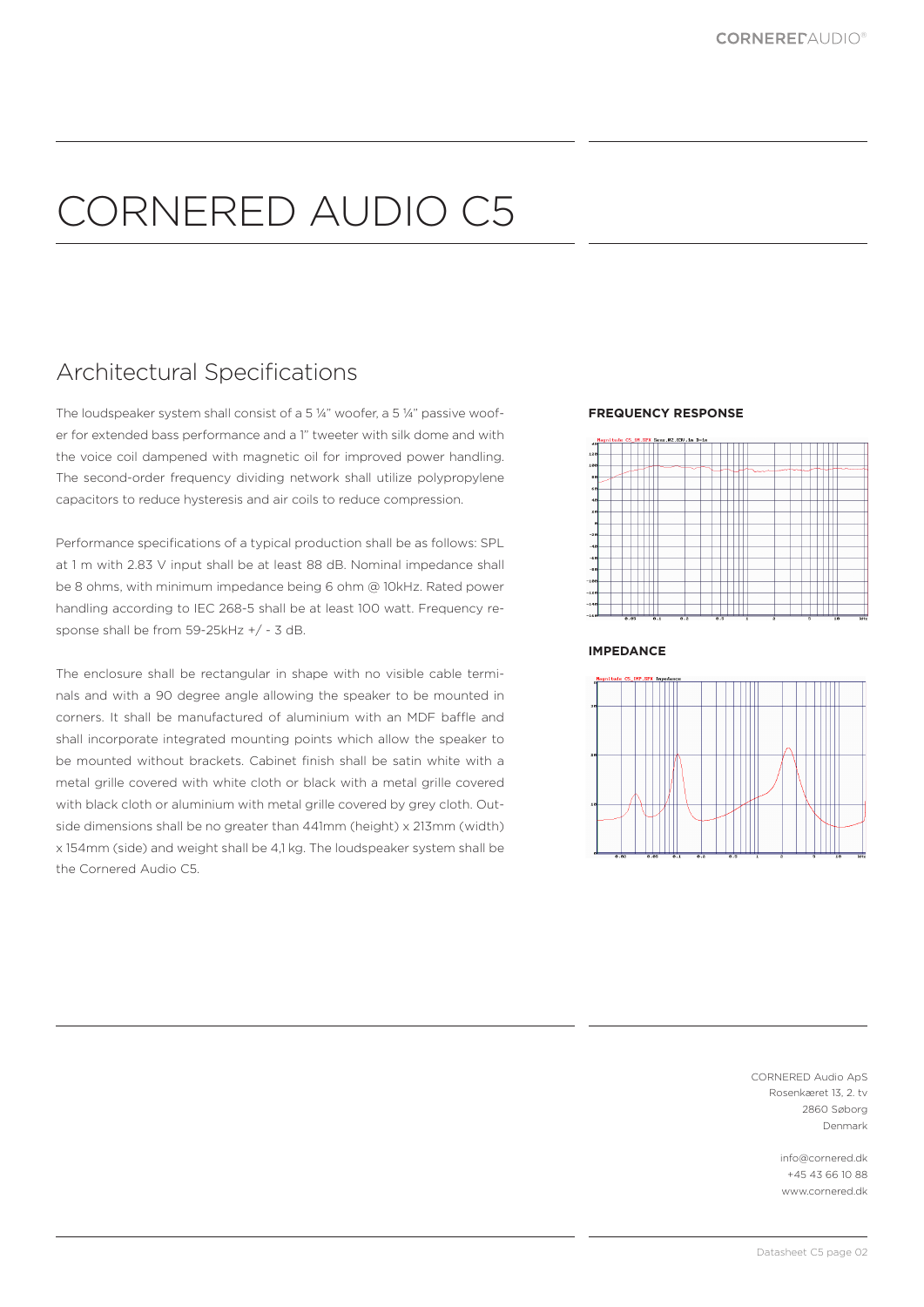# CORNERED AUDIO C5

## Architectural Specifications

The loudspeaker system shall consist of a 5 ¼" woofer, a 5 ¼" passive woofer for extended bass performance and a 1" tweeter with silk dome and with the voice coil dampened with magnetic oil for improved power handling. The second-order frequency dividing network shall utilize polypropylene capacitors to reduce hysteresis and air coils to reduce compression.

Performance specifications of a typical production shall be as follows: SPL at 1 m with 2.83 V input shall be at least 88 dB. Nominal impedance shall be 8 ohms, with minimum impedance being 6 ohm @ 10kHz. Rated power handling according to IEC 268-5 shall be at least 100 watt. Frequency response shall be from 59-25kHz +/ - 3 dB.

The enclosure shall be rectangular in shape with no visible cable terminals and with a 90 degree angle allowing the speaker to be mounted in corners. It shall be manufactured of aluminium with an MDF baffle and shall incorporate integrated mounting points which allow the speaker to be mounted without brackets. Cabinet finish shall be satin white with a metal grille covered with white cloth or black with a metal grille covered with black cloth or aluminium with metal grille covered by grey cloth. Outside dimensions shall be no greater than 441mm (height) x 213mm (width) x 154mm (side) and weight shall be 4,1 kg. The loudspeaker system shall be the Cornered Audio C5.

**FREQUENCY RESPONSE**

**IMPEDANCE**

CORNERED Audio ApS
Rosenkæret 13, 2. tv
2860 Søborg
Denmark

info@cornered.dk
+45 43 66 10 88
www.cornered.dk